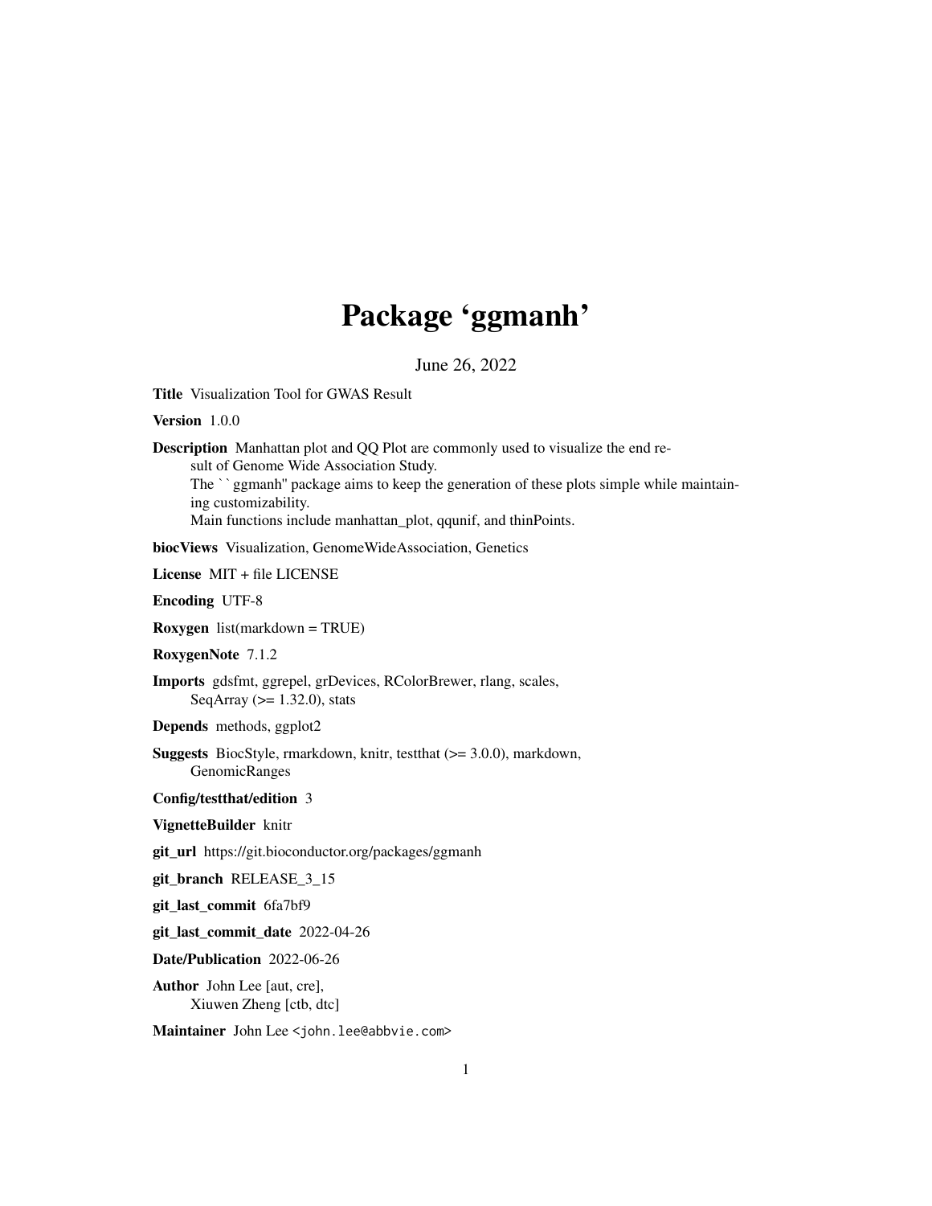# Package 'ggmanh'

June 26, 2022

**Title** Visualization Tool for GWAS Result

**Version** 1.0.0

**Description** Manhattan plot and QQ Plot are commonly used to visualize the end result of Genome Wide Association Study.
The ``ggmanh'' package aims to keep the generation of these plots simple while maintaining customizability.
Main functions include manhattan_plot, qqunif, and thinPoints.

**biocViews** Visualization, GenomeWideAssociation, Genetics

**License** MIT + file LICENSE

**Encoding** UTF-8

**Roxygen** list(markdown = TRUE)

**RoxygenNote** 7.1.2

**Imports** gdsfmt, ggrepel, grDevices, RColorBrewer, rlang, scales, SeqArray (>= 1.32.0), stats

**Depends** methods, ggplot2

**Suggests** BiocStyle, rmarkdown, knitr, testthat (>= 3.0.0), markdown, GenomicRanges

**Config/testthat/edition** 3

**VignetteBuilder** knitr

**git_url** https://git.bioconductor.org/packages/ggmanh

**git_branch** RELEASE_3_15

**git_last_commit** 6fa7bf9

**git_last_commit_date** 2022-04-26

**Date/Publication** 2022-06-26

**Author** John Lee [aut, cre],
Xiuwen Zheng [ctb, dtc]

**Maintainer** John Lee <john.lee@abbvie.com>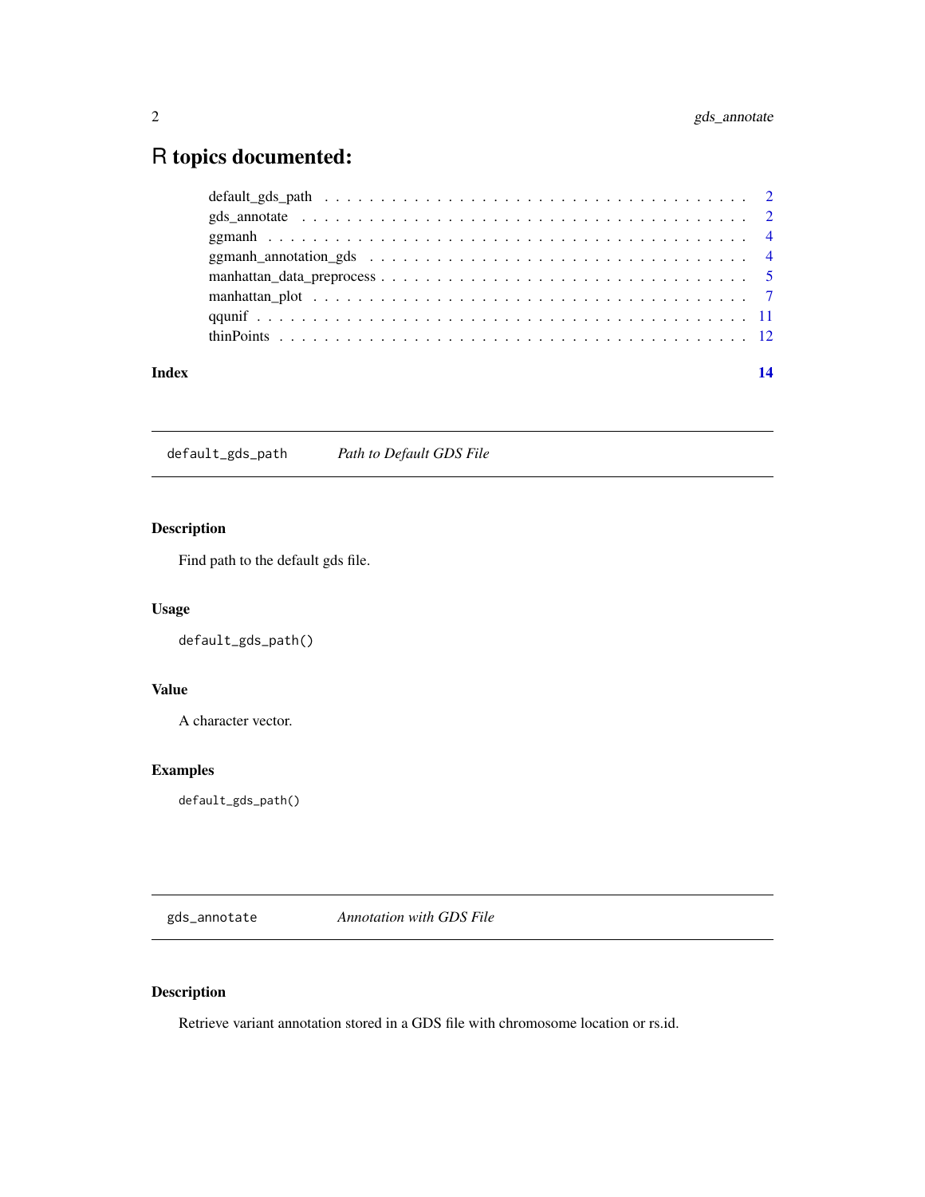# R topics documented:

default_gds_path . . . . . . . . . . . . . . . . . . . . . . . . . . . . . . . . . . . . . 2
gds_annotate . . . . . . . . . . . . . . . . . . . . . . . . . . . . . . . . . . . . . . 2
ggmanh . . . . . . . . . . . . . . . . . . . . . . . . . . . . . . . . . . . . . . . . . 4
ggmanh_annotation_gds . . . . . . . . . . . . . . . . . . . . . . . . . . . . . . . . 4
manhattan_data_preprocess . . . . . . . . . . . . . . . . . . . . . . . . . . . . . . . 5
manhattan_plot . . . . . . . . . . . . . . . . . . . . . . . . . . . . . . . . . . . . . 7
qqunif . . . . . . . . . . . . . . . . . . . . . . . . . . . . . . . . . . . . . . . . . 11
thinPoints . . . . . . . . . . . . . . . . . . . . . . . . . . . . . . . . . . . . . . . 12

**Index** **14**

---

## default_gds_path — *Path to Default GDS File*

### Description

Find path to the default gds file.

### Usage

```
default_gds_path()
```

### Value

A character vector.

### Examples

```
default_gds_path()
```

---

## gds_annotate — *Annotation with GDS File*

### Description

Retrieve variant annotation stored in a GDS file with chromosome location or rs.id.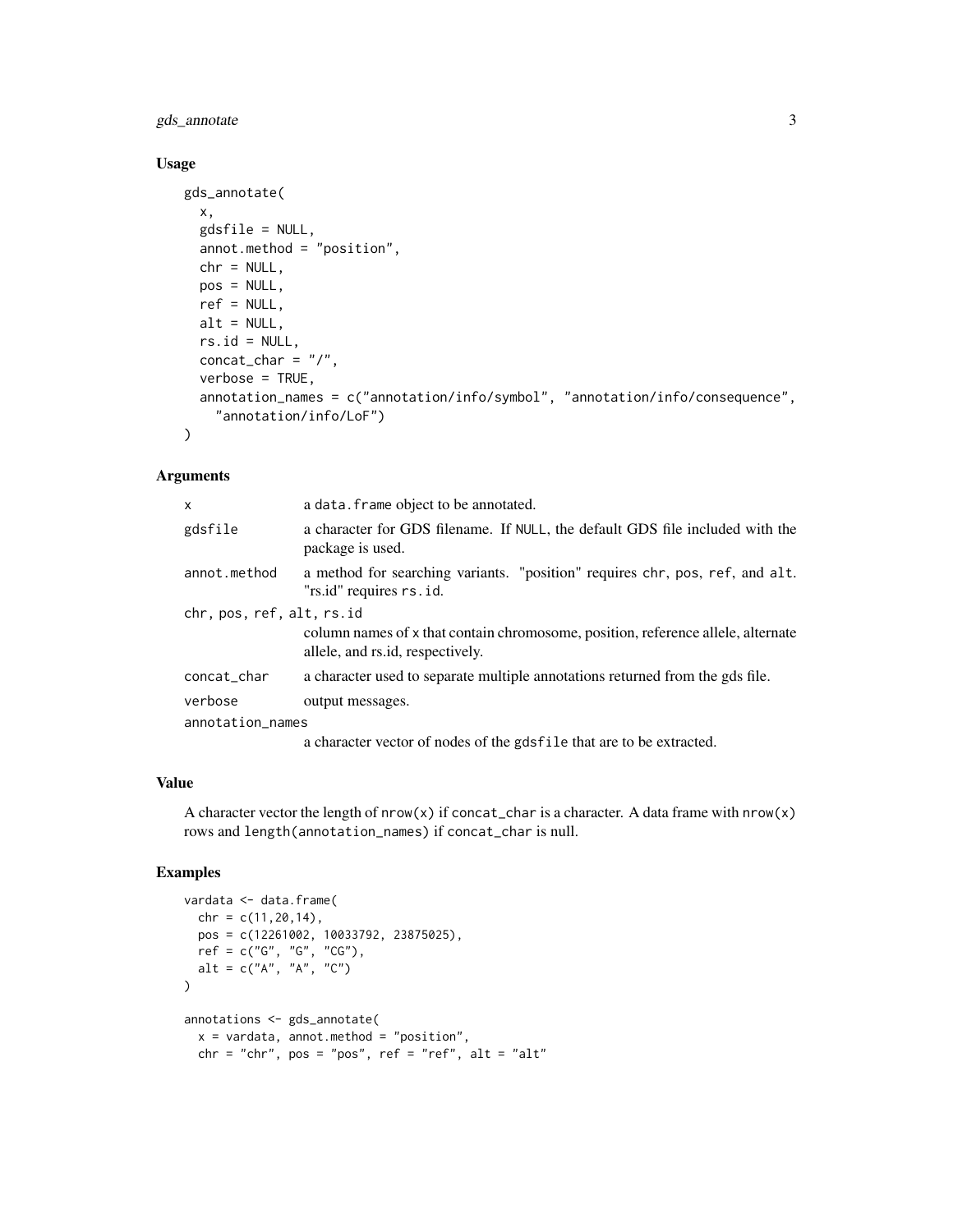### Usage

```
gds_annotate(
  x,
  gdsfile = NULL,
  annot.method = "position",
  chr = NULL,
  pos = NULL,
  ref = NULL,
  alt = NULL,
  rs.id = NULL,
  concat_char = "/",
  verbose = TRUE,
  annotation_names = c("annotation/info/symbol", "annotation/info/consequence",
    "annotation/info/LoF")
)
```

### Arguments

| | |
|---|---|
| `x` | a `data.frame` object to be annotated. |
| `gdsfile` | a character for GDS filename. If `NULL`, the default GDS file included with the package is used. |
| `annot.method` | a method for searching variants. "position" requires `chr`, `pos`, `ref`, and `alt`. "rs.id" requires `rs.id`. |
| `chr, pos, ref, alt, rs.id` | column names of `x` that contain chromosome, position, reference allele, alternate allele, and rs.id, respectively. |
| `concat_char` | a character used to separate multiple annotations returned from the gds file. |
| `verbose` | output messages. |
| `annotation_names` | a character vector of nodes of the `gdsfile` that are to be extracted. |

### Value

A character vector the length of `nrow(x)` if `concat_char` is a character. A data frame with `nrow(x)` rows and `length(annotation_names)` if `concat_char` is null.

### Examples

```
vardata <- data.frame(
  chr = c(11,20,14),
  pos = c(12261002, 10033792, 23875025),
  ref = c("G", "G", "CG"),
  alt = c("A", "A", "C")
)

annotations <- gds_annotate(
  x = vardata, annot.method = "position",
  chr = "chr", pos = "pos", ref = "ref", alt = "alt"
```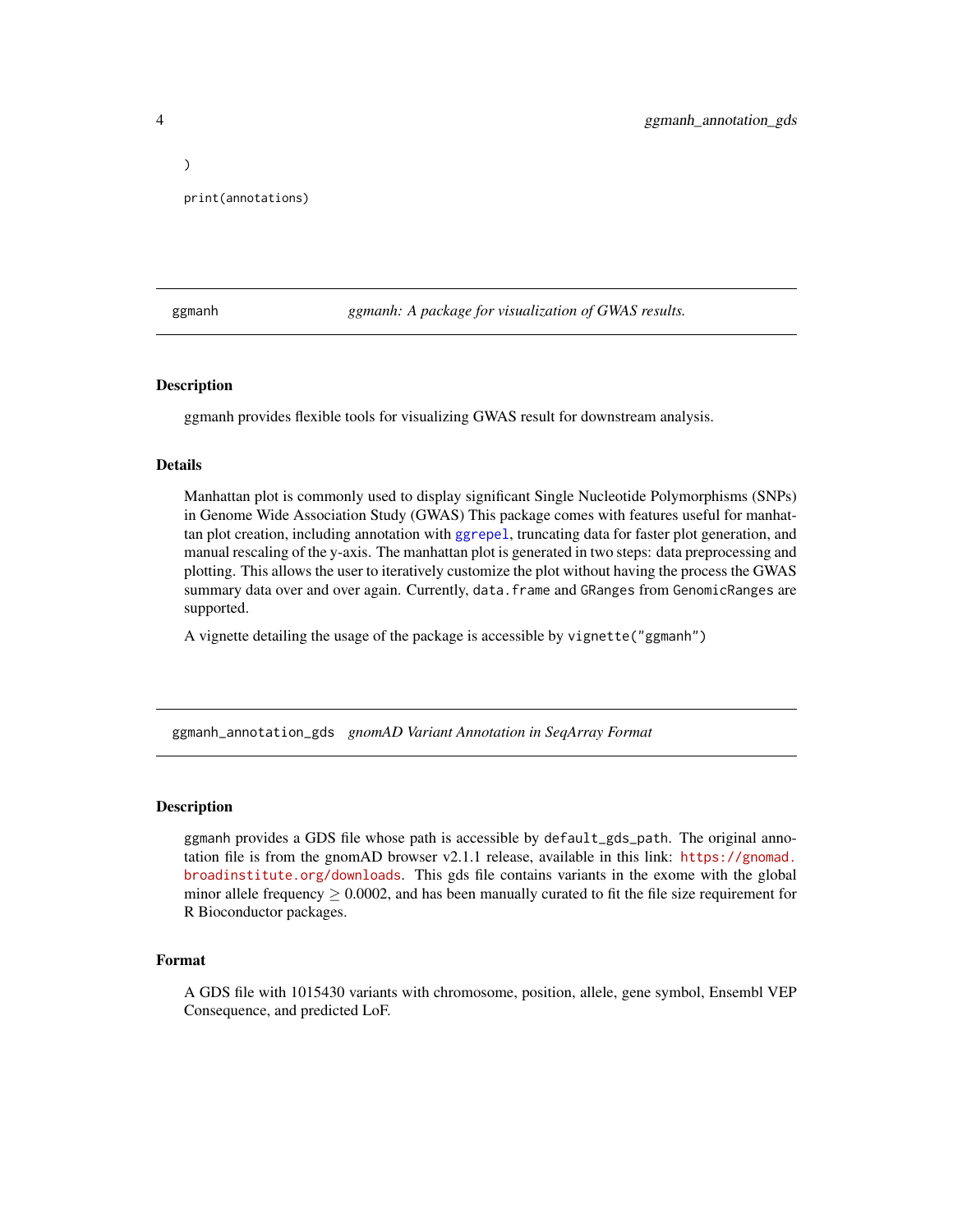```
)

print(annotations)
```

## ggmanh — *ggmanh: A package for visualization of GWAS results.*

### Description

ggmanh provides flexible tools for visualizing GWAS result for downstream analysis.

### Details

Manhattan plot is commonly used to display significant Single Nucleotide Polymorphisms (SNPs) in Genome Wide Association Study (GWAS) This package comes with features useful for manhattan plot creation, including annotation with `ggrepel`, truncating data for faster plot generation, and manual rescaling of the y-axis. The manhattan plot is generated in two steps: data preprocessing and plotting. This allows the user to iteratively customize the plot without having the process the GWAS summary data over and over again. Currently, `data.frame` and `GRanges` from `GenomicRanges` are supported.

A vignette detailing the usage of the package is accessible by `vignette("ggmanh")`

## ggmanh_annotation_gds — *gnomAD Variant Annotation in SeqArray Format*

### Description

ggmanh provides a GDS file whose path is accessible by `default_gds_path`. The original annotation file is from the gnomAD browser v2.1.1 release, available in this link: `https://gnomad.broadinstitute.org/downloads`. This gds file contains variants in the exome with the global minor allele frequency $\geq$ 0.0002, and has been manually curated to fit the file size requirement for R Bioconductor packages.

### Format

A GDS file with 1015430 variants with chromosome, position, allele, gene symbol, Ensembl VEP Consequence, and predicted LoF.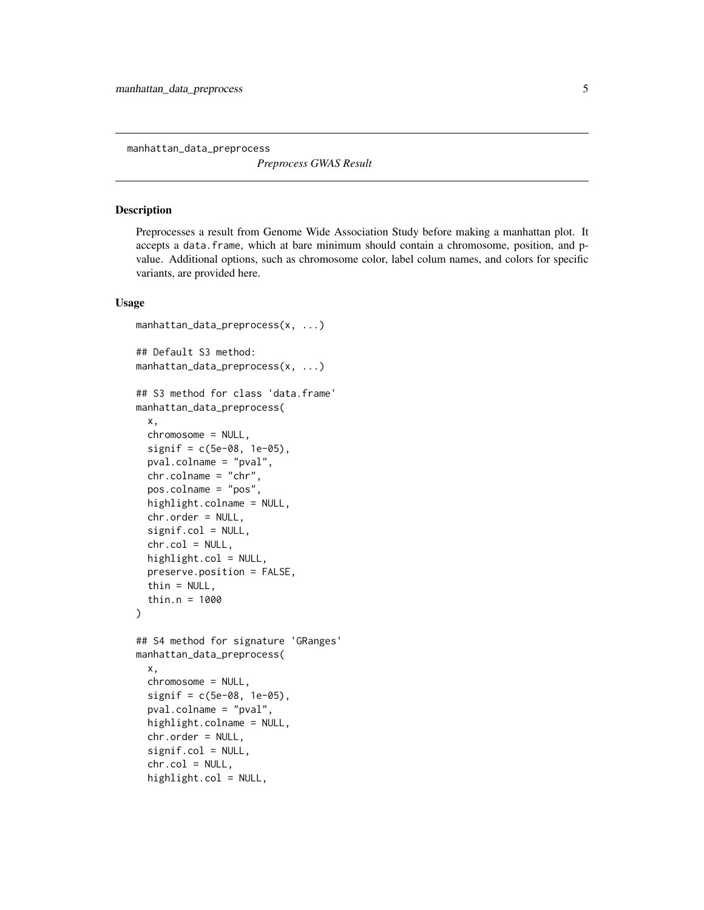# manhattan_data_preprocess

*Preprocess GWAS Result*

## Description

Preprocesses a result from Genome Wide Association Study before making a manhattan plot. It accepts a `data.frame`, which at bare minimum should contain a chromosome, position, and p-value. Additional options, such as chromosome color, label colum names, and colors for specific variants, are provided here.

## Usage

```
manhattan_data_preprocess(x, ...)

## Default S3 method:
manhattan_data_preprocess(x, ...)

## S3 method for class 'data.frame'
manhattan_data_preprocess(
  x,
  chromosome = NULL,
  signif = c(5e-08, 1e-05),
  pval.colname = "pval",
  chr.colname = "chr",
  pos.colname = "pos",
  highlight.colname = NULL,
  chr.order = NULL,
  signif.col = NULL,
  chr.col = NULL,
  highlight.col = NULL,
  preserve.position = FALSE,
  thin = NULL,
  thin.n = 1000
)

## S4 method for signature 'GRanges'
manhattan_data_preprocess(
  x,
  chromosome = NULL,
  signif = c(5e-08, 1e-05),
  pval.colname = "pval",
  highlight.colname = NULL,
  chr.order = NULL,
  signif.col = NULL,
  chr.col = NULL,
  highlight.col = NULL,
```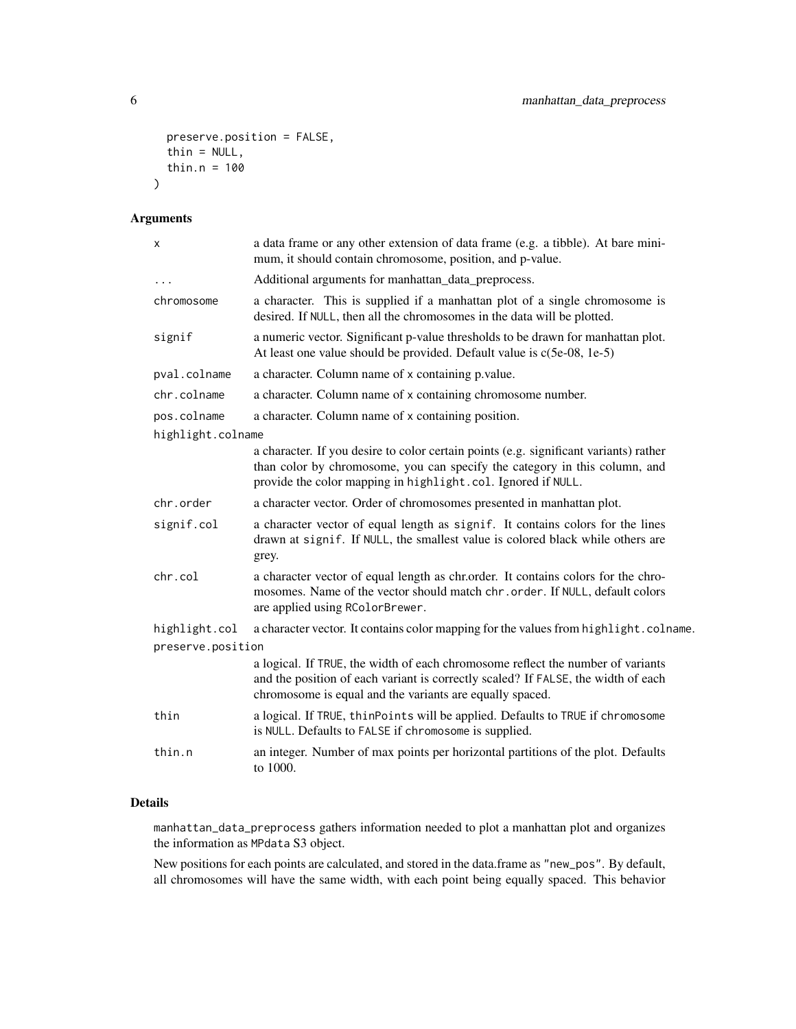```
  preserve.position = FALSE,
  thin = NULL,
  thin.n = 100
)
```

## Arguments

| | |
|---|---|
| x | a data frame or any other extension of data frame (e.g. a tibble). At bare minimum, it should contain chromosome, position, and p-value. |
| ... | Additional arguments for manhattan_data_preprocess. |
| chromosome | a character. This is supplied if a manhattan plot of a single chromosome is desired. If NULL, then all the chromosomes in the data will be plotted. |
| signif | a numeric vector. Significant p-value thresholds to be drawn for manhattan plot. At least one value should be provided. Default value is c(5e-08, 1e-5) |
| pval.colname | a character. Column name of x containing p.value. |
| chr.colname | a character. Column name of x containing chromosome number. |
| pos.colname | a character. Column name of x containing position. |
| highlight.colname | a character. If you desire to color certain points (e.g. significant variants) rather than color by chromosome, you can specify the category in this column, and provide the color mapping in highlight.col. Ignored if NULL. |
| chr.order | a character vector. Order of chromosomes presented in manhattan plot. |
| signif.col | a character vector of equal length as signif. It contains colors for the lines drawn at signif. If NULL, the smallest value is colored black while others are grey. |
| chr.col | a character vector of equal length as chr.order. It contains colors for the chromosomes. Name of the vector should match chr.order. If NULL, default colors are applied using RColorBrewer. |
| highlight.col | a character vector. It contains color mapping for the values from highlight.colname. |
| preserve.position | a logical. If TRUE, the width of each chromosome reflect the number of variants and the position of each variant is correctly scaled? If FALSE, the width of each chromosome is equal and the variants are equally spaced. |
| thin | a logical. If TRUE, thinPoints will be applied. Defaults to TRUE if chromosome is NULL. Defaults to FALSE if chromosome is supplied. |
| thin.n | an integer. Number of max points per horizontal partitions of the plot. Defaults to 1000. |

## Details

manhattan_data_preprocess gathers information needed to plot a manhattan plot and organizes the information as MPdata S3 object.

New positions for each points are calculated, and stored in the data.frame as "new_pos". By default, all chromosomes will have the same width, with each point being equally spaced. This behavior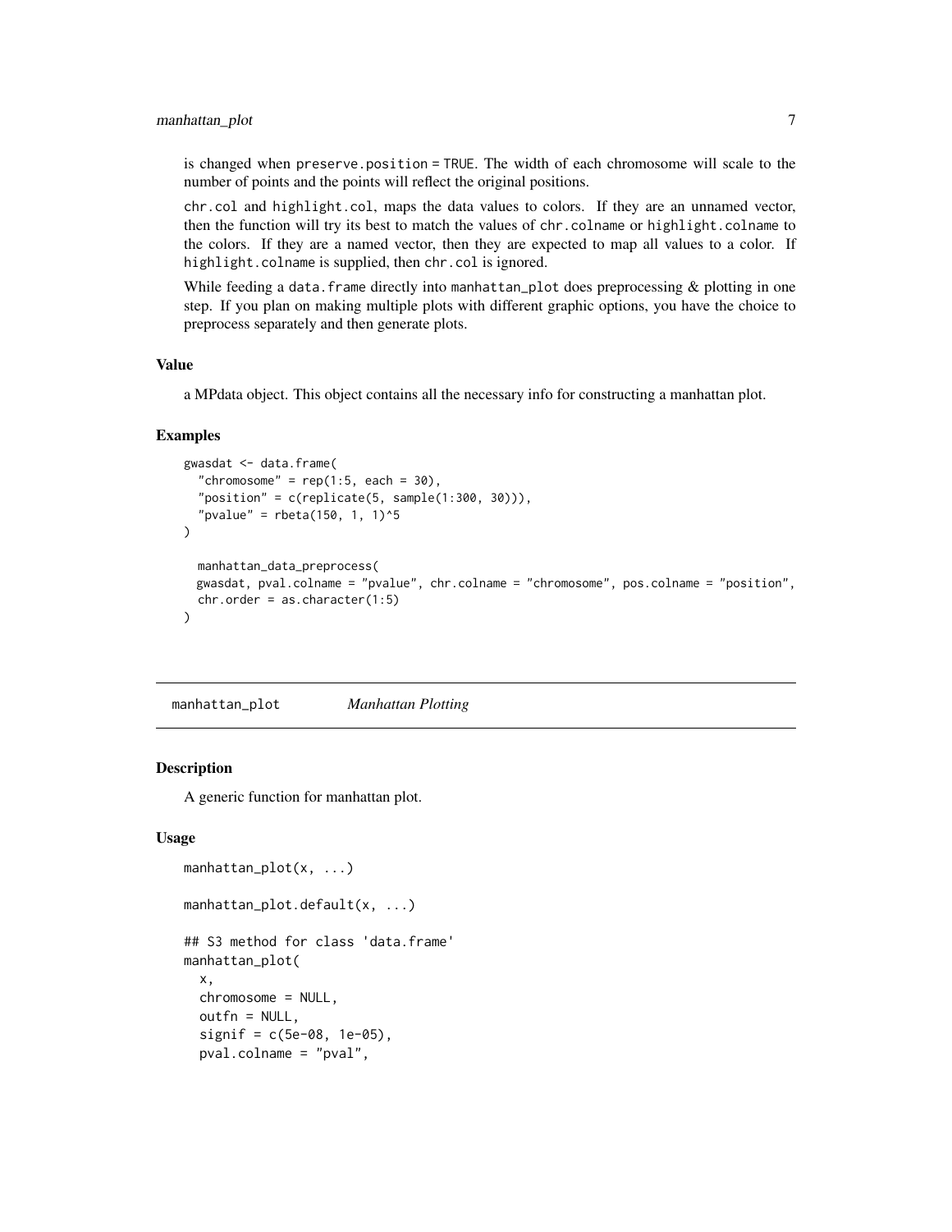is changed when `preserve.position = TRUE`. The width of each chromosome will scale to the number of points and the points will reflect the original positions.

`chr.col` and `highlight.col`, maps the data values to colors. If they are an unnamed vector, then the function will try its best to match the values of `chr.colname` or `highlight.colname` to the colors. If they are a named vector, then they are expected to map all values to a color. If `highlight.colname` is supplied, then `chr.col` is ignored.

While feeding a `data.frame` directly into `manhattan_plot` does preprocessing & plotting in one step. If you plan on making multiple plots with different graphic options, you have the choice to preprocess separately and then generate plots.

### Value

a MPdata object. This object contains all the necessary info for constructing a manhattan plot.

### Examples

```
gwasdat <- data.frame(
  "chromosome" = rep(1:5, each = 30),
  "position" = c(replicate(5, sample(1:300, 30))),
  "pvalue" = rbeta(150, 1, 1)^5
)

  manhattan_data_preprocess(
  gwasdat, pval.colname = "pvalue", chr.colname = "chromosome", pos.colname = "position",
  chr.order = as.character(1:5)
)
```

## manhattan_plot *Manhattan Plotting*

### Description

A generic function for manhattan plot.

### Usage

```
manhattan_plot(x, ...)

manhattan_plot.default(x, ...)

## S3 method for class 'data.frame'
manhattan_plot(
  x,
  chromosome = NULL,
  outfn = NULL,
  signif = c(5e-08, 1e-05),
  pval.colname = "pval",
```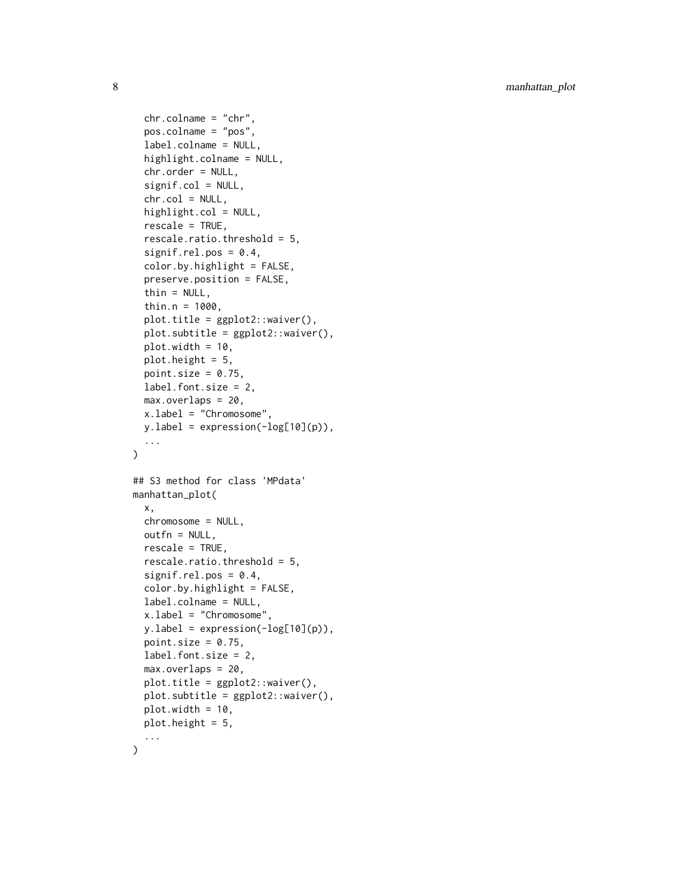```
  chr.colname = "chr",
  pos.colname = "pos",
  label.colname = NULL,
  highlight.colname = NULL,
  chr.order = NULL,
  signif.col = NULL,
  chr.col = NULL,
  highlight.col = NULL,
  rescale = TRUE,
  rescale.ratio.threshold = 5,
  signif.rel.pos = 0.4,
  color.by.highlight = FALSE,
  preserve.position = FALSE,
  thin = NULL,
  thin.n = 1000,
  plot.title = ggplot2::waiver(),
  plot.subtitle = ggplot2::waiver(),
  plot.width = 10,
  plot.height = 5,
  point.size = 0.75,
  label.font.size = 2,
  max.overlaps = 20,
  x.label = "Chromosome",
  y.label = expression(-log[10](p)),
  ...
)

## S3 method for class 'MPdata'
manhattan_plot(
  x,
  chromosome = NULL,
  outfn = NULL,
  rescale = TRUE,
  rescale.ratio.threshold = 5,
  signif.rel.pos = 0.4,
  color.by.highlight = FALSE,
  label.colname = NULL,
  x.label = "Chromosome",
  y.label = expression(-log[10](p)),
  point.size = 0.75,
  label.font.size = 2,
  max.overlaps = 20,
  plot.title = ggplot2::waiver(),
  plot.subtitle = ggplot2::waiver(),
  plot.width = 10,
  plot.height = 5,
  ...
)
```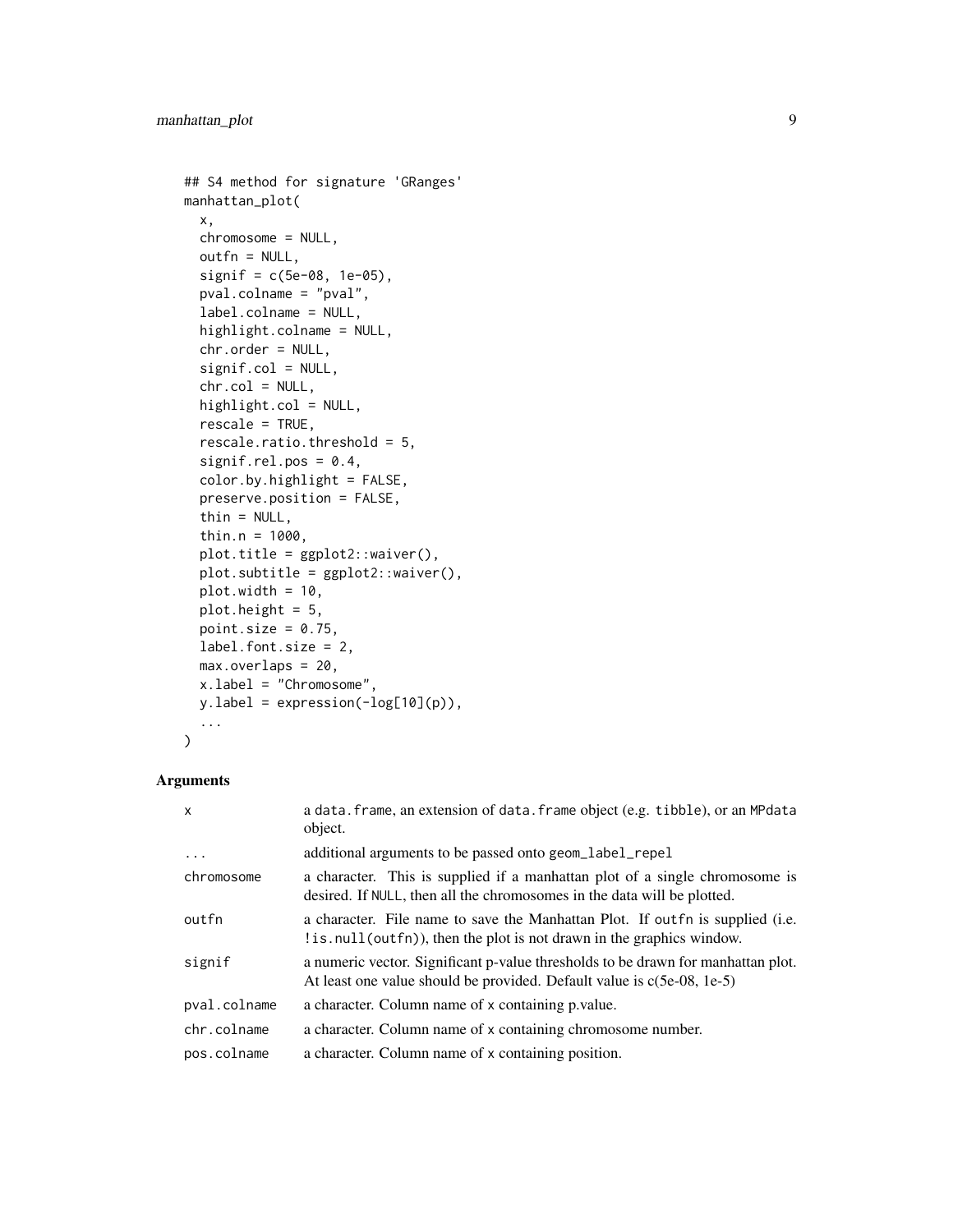```
## S4 method for signature 'GRanges'
manhattan_plot(
  x,
  chromosome = NULL,
  outfn = NULL,
  signif = c(5e-08, 1e-05),
  pval.colname = "pval",
  label.colname = NULL,
  highlight.colname = NULL,
  chr.order = NULL,
  signif.col = NULL,
  chr.col = NULL,
  highlight.col = NULL,
  rescale = TRUE,
  rescale.ratio.threshold = 5,
  signif.rel.pos = 0.4,
  color.by.highlight = FALSE,
  preserve.position = FALSE,
  thin = NULL,
  thin.n = 1000,
  plot.title = ggplot2::waiver(),
  plot.subtitle = ggplot2::waiver(),
  plot.width = 10,
  plot.height = 5,
  point.size = 0.75,
  label.font.size = 2,
  max.overlaps = 20,
  x.label = "Chromosome",
  y.label = expression(-log[10](p)),
  ...
)
```

## Arguments

| | |
|---|---|
| `x` | a `data.frame`, an extension of `data.frame` object (e.g. `tibble`), or an `MPdata` object. |
| `...` | additional arguments to be passed onto `geom_label_repel` |
| `chromosome` | a character. This is supplied if a manhattan plot of a single chromosome is desired. If `NULL`, then all the chromosomes in the data will be plotted. |
| `outfn` | a character. File name to save the Manhattan Plot. If `outfn` is supplied (i.e. `!is.null(outfn)`), then the plot is not drawn in the graphics window. |
| `signif` | a numeric vector. Significant p-value thresholds to be drawn for manhattan plot. At least one value should be provided. Default value is c(5e-08, 1e-5) |
| `pval.colname` | a character. Column name of `x` containing p.value. |
| `chr.colname` | a character. Column name of `x` containing chromosome number. |
| `pos.colname` | a character. Column name of `x` containing position. |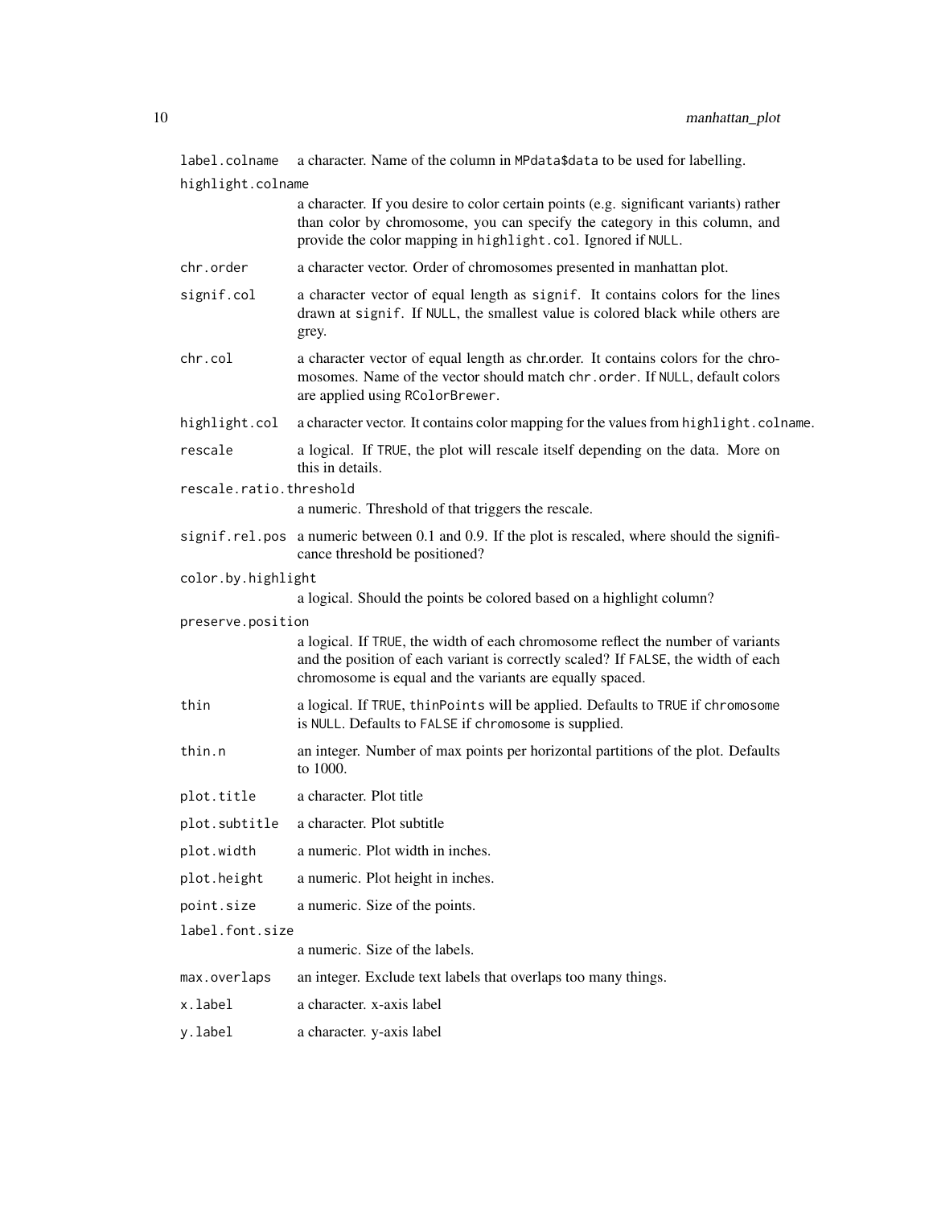| | |
|---|---|
| `label.colname` | a character. Name of the column in `MPdata$data` to be used for labelling. |
| `highlight.colname` | a character. If you desire to color certain points (e.g. significant variants) rather than color by chromosome, you can specify the category in this column, and provide the color mapping in `highlight.col`. Ignored if `NULL`. |
| `chr.order` | a character vector. Order of chromosomes presented in manhattan plot. |
| `signif.col` | a character vector of equal length as `signif`. It contains colors for the lines drawn at `signif`. If `NULL`, the smallest value is colored black while others are grey. |
| `chr.col` | a character vector of equal length as chr.order. It contains colors for the chromosomes. Name of the vector should match `chr.order`. If `NULL`, default colors are applied using `RColorBrewer`. |
| `highlight.col` | a character vector. It contains color mapping for the values from `highlight.colname`. |
| `rescale` | a logical. If `TRUE`, the plot will rescale itself depending on the data. More on this in details. |
| `rescale.ratio.threshold` | a numeric. Threshold of that triggers the rescale. |
| `signif.rel.pos` | a numeric between 0.1 and 0.9. If the plot is rescaled, where should the significance threshold be positioned? |
| `color.by.highlight` | a logical. Should the points be colored based on a highlight column? |
| `preserve.position` | a logical. If `TRUE`, the width of each chromosome reflect the number of variants and the position of each variant is correctly scaled? If `FALSE`, the width of each chromosome is equal and the variants are equally spaced. |
| `thin` | a logical. If `TRUE`, `thinPoints` will be applied. Defaults to `TRUE` if `chromosome` is `NULL`. Defaults to `FALSE` if `chromosome` is supplied. |
| `thin.n` | an integer. Number of max points per horizontal partitions of the plot. Defaults to 1000. |
| `plot.title` | a character. Plot title |
| `plot.subtitle` | a character. Plot subtitle |
| `plot.width` | a numeric. Plot width in inches. |
| `plot.height` | a numeric. Plot height in inches. |
| `point.size` | a numeric. Size of the points. |
| `label.font.size` | a numeric. Size of the labels. |
| `max.overlaps` | an integer. Exclude text labels that overlaps too many things. |
| `x.label` | a character. x-axis label |
| `y.label` | a character. y-axis label |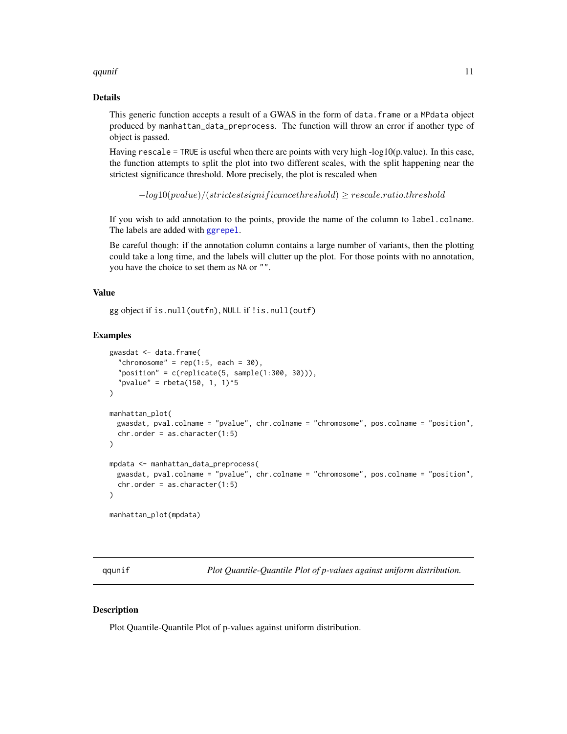### Details

This generic function accepts a result of a GWAS in the form of `data.frame` or a `MPdata` object produced by `manhattan_data_preprocess`. The function will throw an error if another type of object is passed.

Having `rescale = TRUE` is useful when there are points with very high -log10(p.value). In this case, the function attempts to split the plot into two different scales, with the split happening near the strictest significance threshold. More precisely, the plot is rescaled when

$$-log10(pvalue)/(strictestsignificancethreshold) \geq rescale.ratio.threshold$$

If you wish to add annotation to the points, provide the name of the column to `label.colname`. The labels are added with ggrepel.

Be careful though: if the annotation column contains a large number of variants, then the plotting could take a long time, and the labels will clutter up the plot. For those points with no annotation, you have the choice to set them as `NA` or `""`.

### Value

gg object if `is.null(outfn)`, `NULL` if `!is.null(outf)`

### Examples

```
gwasdat <- data.frame(
  "chromosome" = rep(1:5, each = 30),
  "position" = c(replicate(5, sample(1:300, 30))),
  "pvalue" = rbeta(150, 1, 1)^5
)

manhattan_plot(
  gwasdat, pval.colname = "pvalue", chr.colname = "chromosome", pos.colname = "position",
  chr.order = as.character(1:5)
)

mpdata <- manhattan_data_preprocess(
  gwasdat, pval.colname = "pvalue", chr.colname = "chromosome", pos.colname = "position",
  chr.order = as.character(1:5)
)

manhattan_plot(mpdata)
```

---

## qqunif — *Plot Quantile-Quantile Plot of p-values against uniform distribution.*

### Description

Plot Quantile-Quantile Plot of p-values against uniform distribution.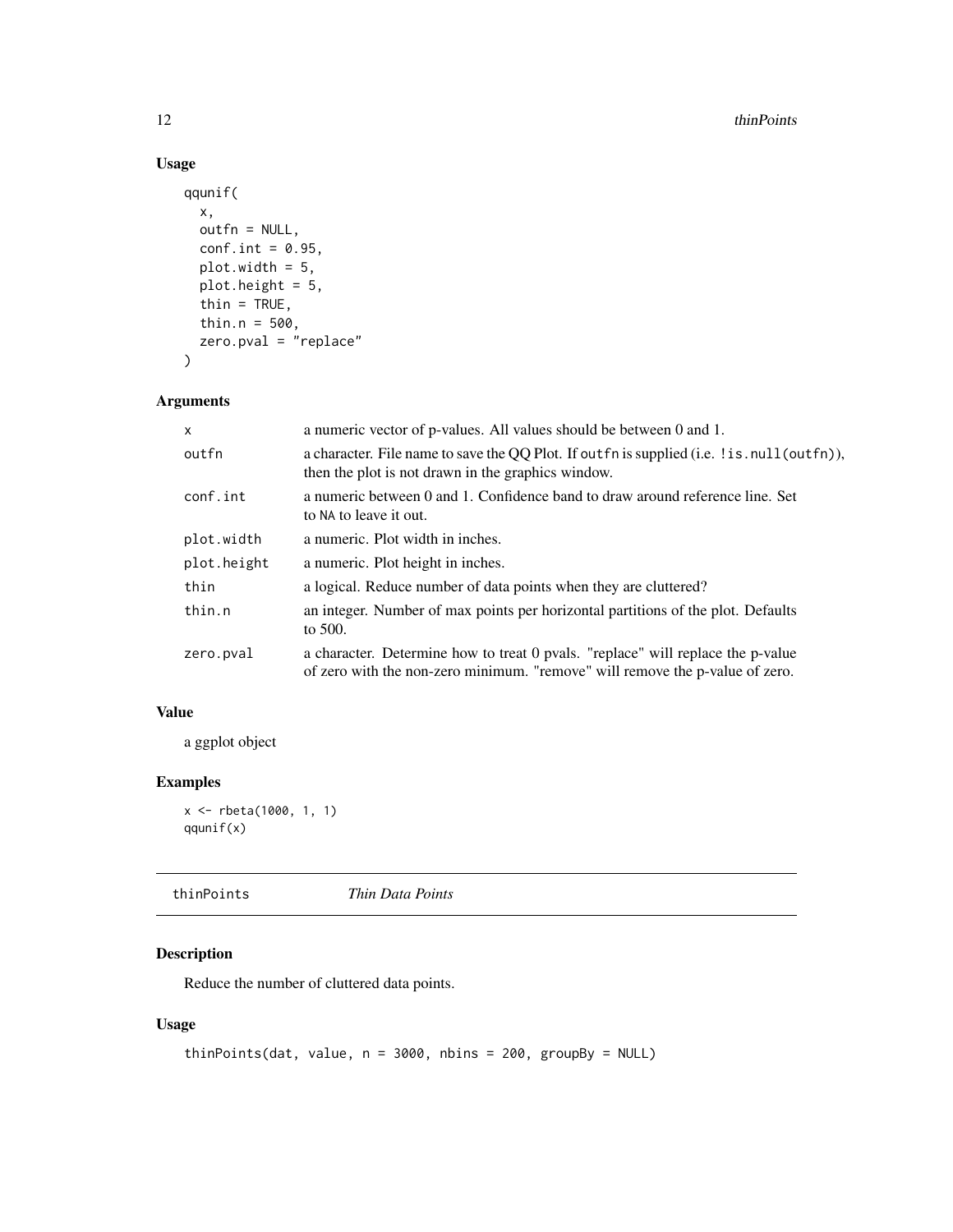### Usage

```
qqunif(
  x,
  outfn = NULL,
  conf.int = 0.95,
  plot.width = 5,
  plot.height = 5,
  thin = TRUE,
  thin.n = 500,
  zero.pval = "replace"
)
```

### Arguments

| | |
|---|---|
| `x` | a numeric vector of p-values. All values should be between 0 and 1. |
| `outfn` | a character. File name to save the QQ Plot. If `outfn` is supplied (i.e. `!is.null(outfn)`), then the plot is not drawn in the graphics window. |
| `conf.int` | a numeric between 0 and 1. Confidence band to draw around reference line. Set to `NA` to leave it out. |
| `plot.width` | a numeric. Plot width in inches. |
| `plot.height` | a numeric. Plot height in inches. |
| `thin` | a logical. Reduce number of data points when they are cluttered? |
| `thin.n` | an integer. Number of max points per horizontal partitions of the plot. Defaults to 500. |
| `zero.pval` | a character. Determine how to treat 0 pvals. "replace" will replace the p-value of zero with the non-zero minimum. "remove" will remove the p-value of zero. |

### Value

a ggplot object

### Examples

```
x <- rbeta(1000, 1, 1)
qqunif(x)
```

## thinPoints — *Thin Data Points*

### Description

Reduce the number of cluttered data points.

### Usage

```
thinPoints(dat, value, n = 3000, nbins = 200, groupBy = NULL)
```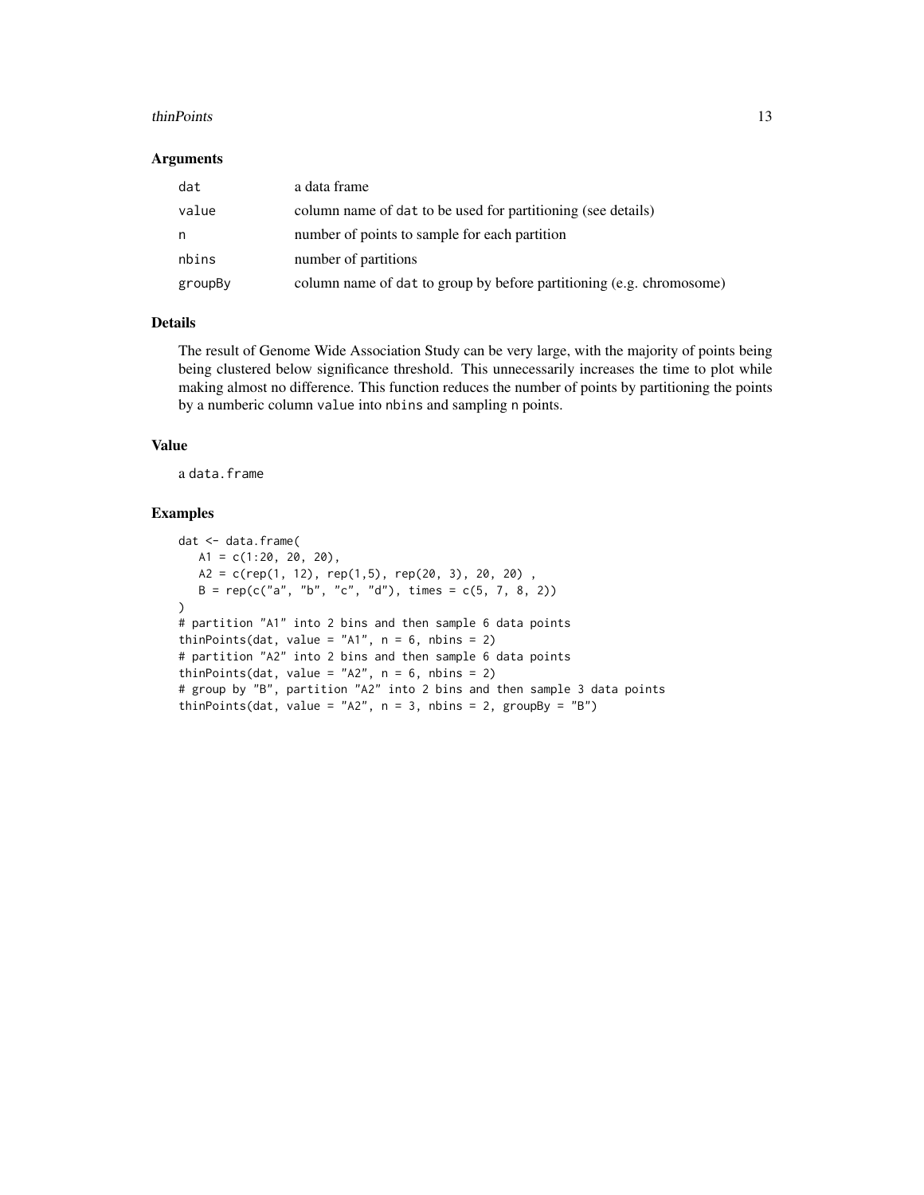## Arguments

| | |
|---|---|
| `dat` | a data frame |
| `value` | column name of `dat` to be used for partitioning (see details) |
| `n` | number of points to sample for each partition |
| `nbins` | number of partitions |
| `groupBy` | column name of `dat` to group by before partitioning (e.g. chromosome) |

## Details

The result of Genome Wide Association Study can be very large, with the majority of points being being clustered below significance threshold. This unnecessarily increases the time to plot while making almost no difference. This function reduces the number of points by partitioning the points by a numberic column `value` into `nbins` and sampling `n` points.

## Value

a `data.frame`

## Examples

```
dat <- data.frame(
   A1 = c(1:20, 20, 20),
   A2 = c(rep(1, 12), rep(1,5), rep(20, 3), 20, 20) ,
   B = rep(c("a", "b", "c", "d"), times = c(5, 7, 8, 2))
)
# partition "A1" into 2 bins and then sample 6 data points
thinPoints(dat, value = "A1", n = 6, nbins = 2)
# partition "A2" into 2 bins and then sample 6 data points
thinPoints(dat, value = "A2", n = 6, nbins = 2)
# group by "B", partition "A2" into 2 bins and then sample 3 data points
thinPoints(dat, value = "A2", n = 3, nbins = 2, groupBy = "B")
```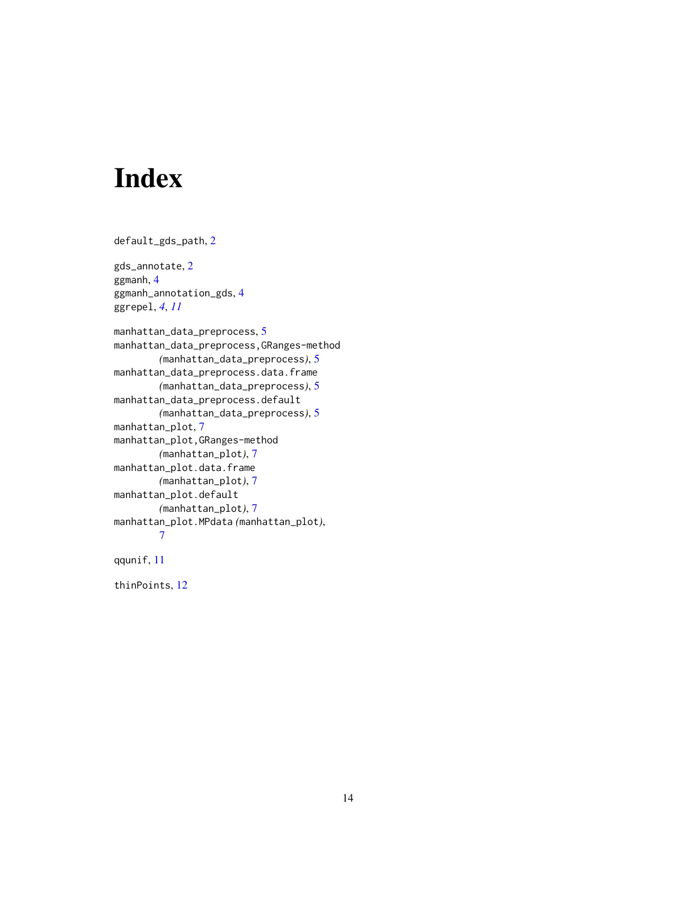# Index

default_gds_path, 2

gds_annotate, 2
ggmanh, 4
ggmanh_annotation_gds, 4
ggrepel, *4*, *11*

manhattan_data_preprocess, 5
manhattan_data_preprocess,GRanges-method
  *(*manhattan_data_preprocess*)*, 5
manhattan_data_preprocess.data.frame
  *(*manhattan_data_preprocess*)*, 5
manhattan_data_preprocess.default
  *(*manhattan_data_preprocess*)*, 5
manhattan_plot, 7
manhattan_plot,GRanges-method
  *(*manhattan_plot*)*, 7
manhattan_plot.data.frame
  *(*manhattan_plot*)*, 7
manhattan_plot.default
  *(*manhattan_plot*)*, 7
manhattan_plot.MPdata *(*manhattan_plot*)*,
  7

qqunif, 11

thinPoints, 12